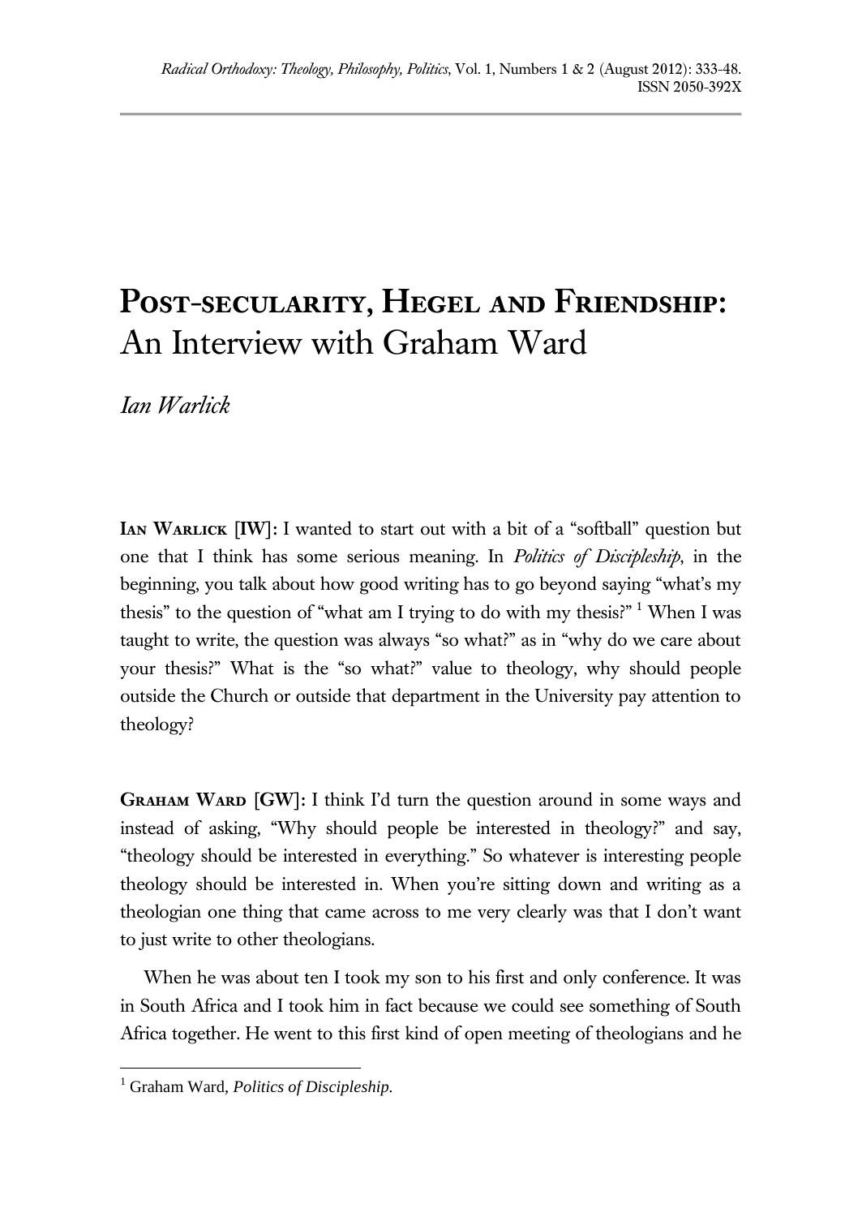# Post-secularity, Hegel and Friendship: An Interview with Graham Ward

*Ian Warlick*

**Ian Warlick [IW]:** I wanted to start out with a bit of a "softball" question but one that I think has some serious meaning. In *Politics of Discipleship*, in the beginning, you talk about how good writing has to go beyond saying "what's my thesis" to the question of "what am I trying to do with my thesis?" [1] When I was taught to write, the question was always "so what?" as in "why do we care about your thesis?" What is the "so what?" value to theology, why should people outside the Church or outside that department in the University pay attention to theology?

**Graham Ward [GW]:** I think I'd turn the question around in some ways and instead of asking, "Why should people be interested in theology?" and say, "theology should be interested in everything." So whatever is interesting people theology should be interested in. When you're sitting down and writing as a theologian one thing that came across to me very clearly was that I don't want to just write to other theologians.

When he was about ten I took my son to his first and only conference. It was in South Africa and I took him in fact because we could see something of South Africa together. He went to this first kind of open meeting of theologians and he

---

[1] Graham Ward, *Politics of Discipleship*.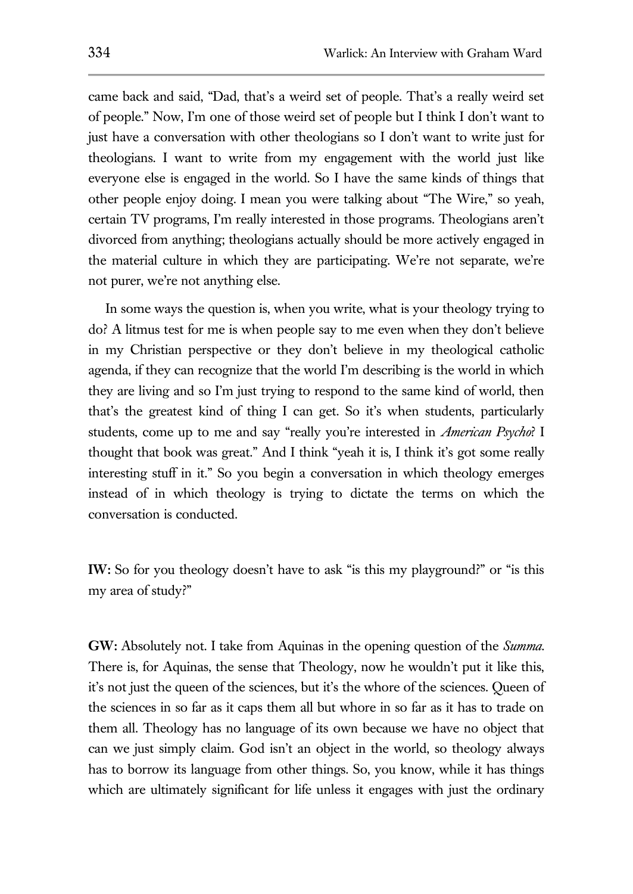came back and said, "Dad, that's a weird set of people. That's a really weird set of people." Now, I'm one of those weird set of people but I think I don't want to just have a conversation with other theologians so I don't want to write just for theologians. I want to write from my engagement with the world just like everyone else is engaged in the world. So I have the same kinds of things that other people enjoy doing. I mean you were talking about "The Wire," so yeah, certain TV programs, I'm really interested in those programs. Theologians aren't divorced from anything; theologians actually should be more actively engaged in the material culture in which they are participating. We're not separate, we're not purer, we're not anything else.

In some ways the question is, when you write, what is your theology trying to do? A litmus test for me is when people say to me even when they don't believe in my Christian perspective or they don't believe in my theological catholic agenda, if they can recognize that the world I'm describing is the world in which they are living and so I'm just trying to respond to the same kind of world, then that's the greatest kind of thing I can get. So it's when students, particularly students, come up to me and say "really you're interested in *American Psycho*? I thought that book was great." And I think "yeah it is, I think it's got some really interesting stuff in it." So you begin a conversation in which theology emerges instead of in which theology is trying to dictate the terms on which the conversation is conducted.

**IW:** So for you theology doesn't have to ask "is this my playground?" or "is this my area of study?"

**GW:** Absolutely not. I take from Aquinas in the opening question of the *Summa*. There is, for Aquinas, the sense that Theology, now he wouldn't put it like this, it's not just the queen of the sciences, but it's the whore of the sciences. Queen of the sciences in so far as it caps them all but whore in so far as it has to trade on them all. Theology has no language of its own because we have no object that can we just simply claim. God isn't an object in the world, so theology always has to borrow its language from other things. So, you know, while it has things which are ultimately significant for life unless it engages with just the ordinary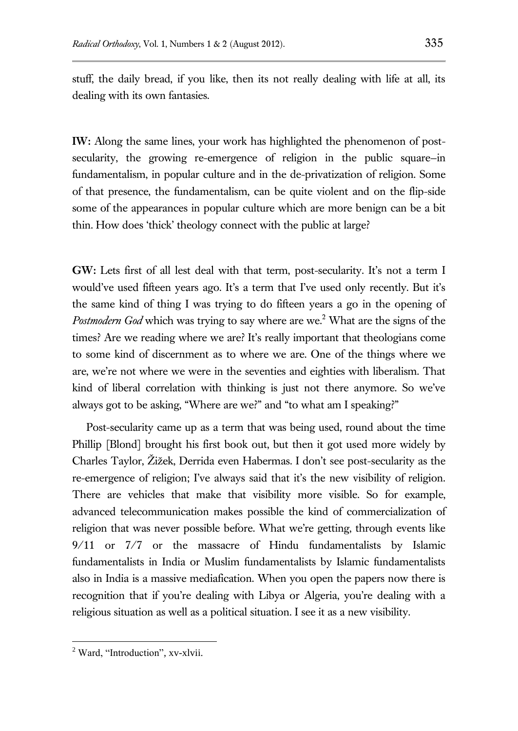stuff, the daily bread, if you like, then its not really dealing with life at all, its dealing with its own fantasies.

**IW:** Along the same lines, your work has highlighted the phenomenon of post-secularity, the growing re-emergence of religion in the public square–in fundamentalism, in popular culture and in the de-privatization of religion. Some of that presence, the fundamentalism, can be quite violent and on the flip-side some of the appearances in popular culture which are more benign can be a bit thin. How does 'thick' theology connect with the public at large?

**GW:** Lets first of all lest deal with that term, post-secularity. It's not a term I would've used fifteen years ago. It's a term that I've used only recently. But it's the same kind of thing I was trying to do fifteen years a go in the opening of *Postmodern God* which was trying to say where are we.[2] What are the signs of the times? Are we reading where we are? It's really important that theologians come to some kind of discernment as to where we are. One of the things where we are, we're not where we were in the seventies and eighties with liberalism. That kind of liberal correlation with thinking is just not there anymore. So we've always got to be asking, "Where are we?" and "to what am I speaking?"

Post-secularity came up as a term that was being used, round about the time Phillip [Blond] brought his first book out, but then it got used more widely by Charles Taylor, Žižek, Derrida even Habermas. I don't see post-secularity as the re-emergence of religion; I've always said that it's the new visibility of religion. There are vehicles that make that visibility more visible. So for example, advanced telecommunication makes possible the kind of commercialization of religion that was never possible before. What we're getting, through events like 9/11 or 7/7 or the massacre of Hindu fundamentalists by Islamic fundamentalists in India or Muslim fundamentalists by Islamic fundamentalists also in India is a massive mediafication. When you open the papers now there is recognition that if you're dealing with Libya or Algeria, you're dealing with a religious situation as well as a political situation. I see it as a new visibility.

[2] Ward, "Introduction", xv-xlvii.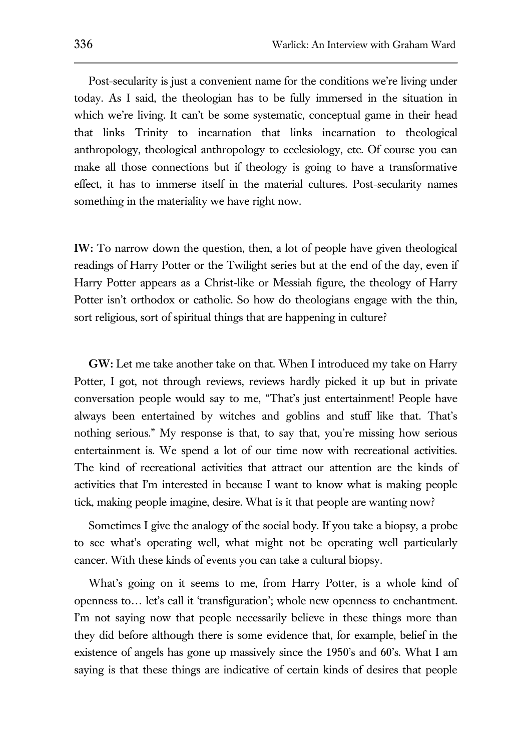Post-secularity is just a convenient name for the conditions we're living under today. As I said, the theologian has to be fully immersed in the situation in which we're living. It can't be some systematic, conceptual game in their head that links Trinity to incarnation that links incarnation to theological anthropology, theological anthropology to ecclesiology, etc. Of course you can make all those connections but if theology is going to have a transformative effect, it has to immerse itself in the material cultures. Post-secularity names something in the materiality we have right now.

**IW:** To narrow down the question, then, a lot of people have given theological readings of Harry Potter or the Twilight series but at the end of the day, even if Harry Potter appears as a Christ-like or Messiah figure, the theology of Harry Potter isn't orthodox or catholic. So how do theologians engage with the thin, sort religious, sort of spiritual things that are happening in culture?

**GW:** Let me take another take on that. When I introduced my take on Harry Potter, I got, not through reviews, reviews hardly picked it up but in private conversation people would say to me, "That's just entertainment! People have always been entertained by witches and goblins and stuff like that. That's nothing serious." My response is that, to say that, you're missing how serious entertainment is. We spend a lot of our time now with recreational activities. The kind of recreational activities that attract our attention are the kinds of activities that I'm interested in because I want to know what is making people tick, making people imagine, desire. What is it that people are wanting now?

Sometimes I give the analogy of the social body. If you take a biopsy, a probe to see what's operating well, what might not be operating well particularly cancer. With these kinds of events you can take a cultural biopsy.

What's going on it seems to me, from Harry Potter, is a whole kind of openness to… let's call it 'transfiguration'; whole new openness to enchantment. I'm not saying now that people necessarily believe in these things more than they did before although there is some evidence that, for example, belief in the existence of angels has gone up massively since the 1950's and 60's. What I am saying is that these things are indicative of certain kinds of desires that people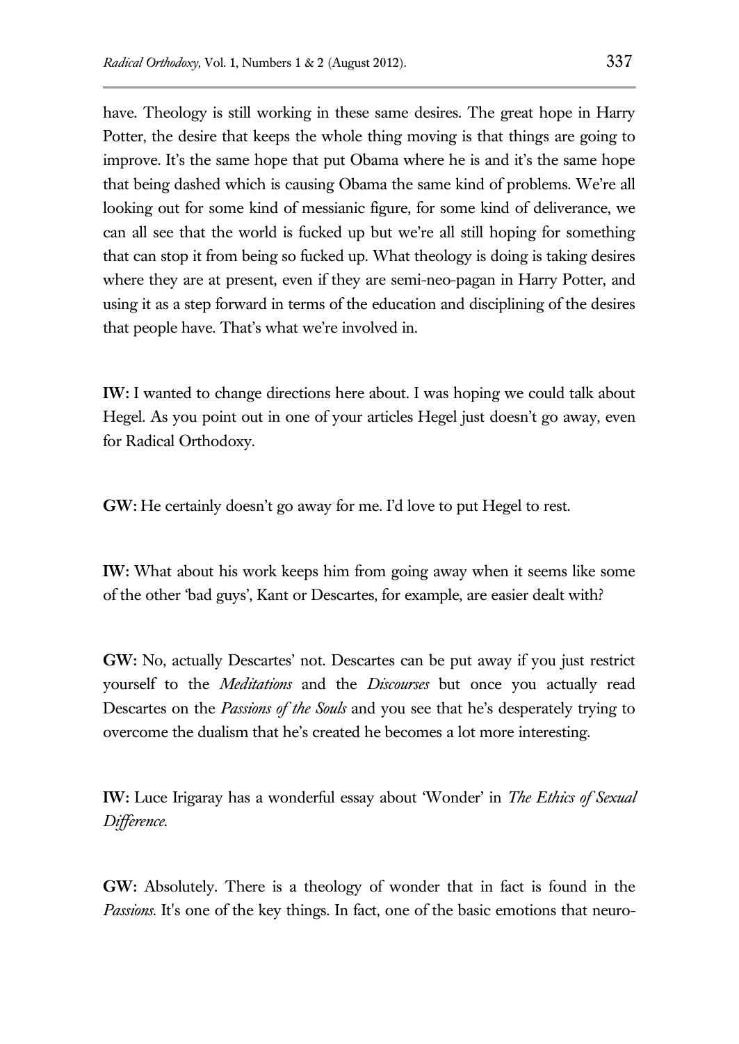have. Theology is still working in these same desires. The great hope in Harry Potter, the desire that keeps the whole thing moving is that things are going to improve. It's the same hope that put Obama where he is and it's the same hope that being dashed which is causing Obama the same kind of problems. We're all looking out for some kind of messianic figure, for some kind of deliverance, we can all see that the world is fucked up but we're all still hoping for something that can stop it from being so fucked up. What theology is doing is taking desires where they are at present, even if they are semi-neo-pagan in Harry Potter, and using it as a step forward in terms of the education and disciplining of the desires that people have. That's what we're involved in.

**IW:** I wanted to change directions here about. I was hoping we could talk about Hegel. As you point out in one of your articles Hegel just doesn't go away, even for Radical Orthodoxy.

**GW:** He certainly doesn't go away for me. I'd love to put Hegel to rest.

**IW:** What about his work keeps him from going away when it seems like some of the other 'bad guys', Kant or Descartes, for example, are easier dealt with?

**GW:** No, actually Descartes' not. Descartes can be put away if you just restrict yourself to the *Meditations* and the *Discourses* but once you actually read Descartes on the *Passions of the Souls* and you see that he's desperately trying to overcome the dualism that he's created he becomes a lot more interesting.

**IW:** Luce Irigaray has a wonderful essay about 'Wonder' in *The Ethics of Sexual Difference.*

**GW:** Absolutely. There is a theology of wonder that in fact is found in the *Passions.* It's one of the key things. In fact, one of the basic emotions that neuro-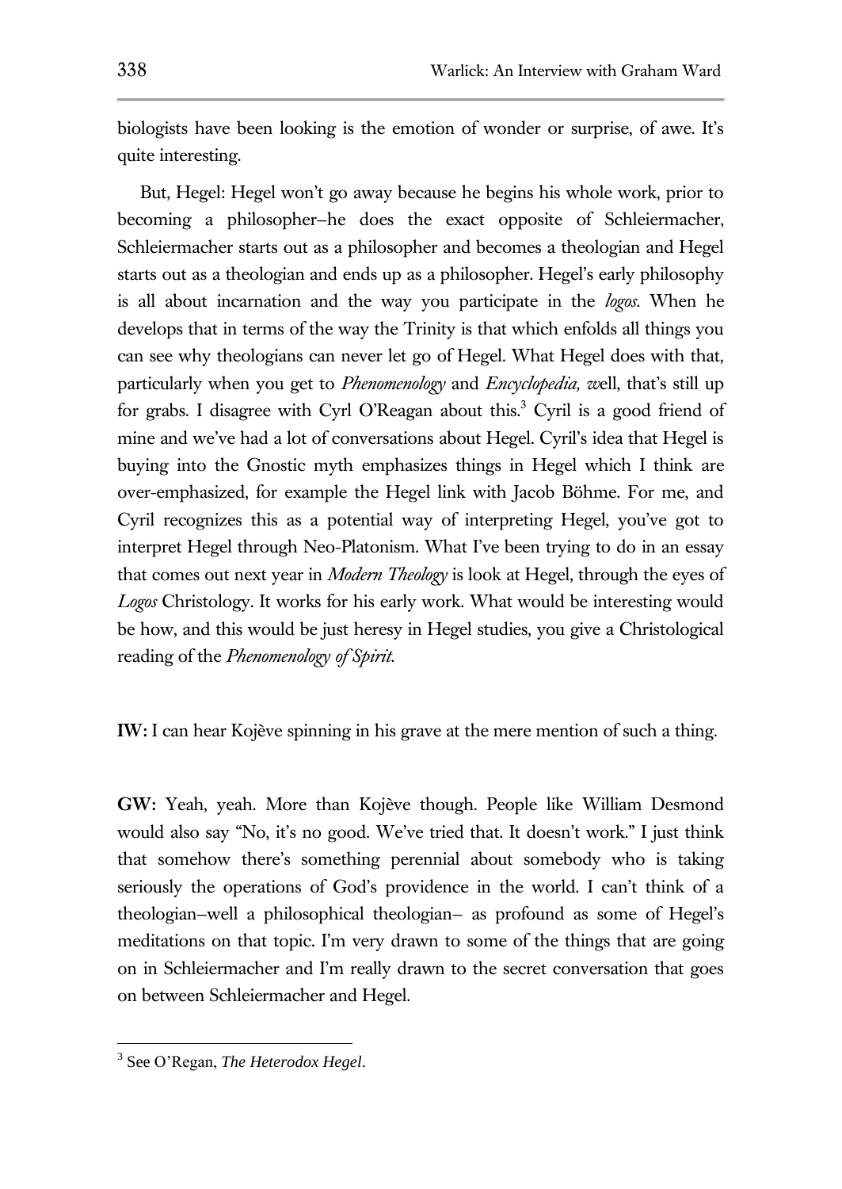biologists have been looking is the emotion of wonder or surprise, of awe. It's quite interesting.

But, Hegel: Hegel won't go away because he begins his whole work, prior to becoming a philosopher–he does the exact opposite of Schleiermacher, Schleiermacher starts out as a philosopher and becomes a theologian and Hegel starts out as a theologian and ends up as a philosopher. Hegel's early philosophy is all about incarnation and the way you participate in the *logos*. When he develops that in terms of the way the Trinity is that which enfolds all things you can see why theologians can never let go of Hegel. What Hegel does with that, particularly when you get to *Phenomenology* and *Encyclopedia,* well, that's still up for grabs. I disagree with Cyrl O'Reagan about this.[3] Cyril is a good friend of mine and we've had a lot of conversations about Hegel. Cyril's idea that Hegel is buying into the Gnostic myth emphasizes things in Hegel which I think are over-emphasized, for example the Hegel link with Jacob Böhme. For me, and Cyril recognizes this as a potential way of interpreting Hegel, you've got to interpret Hegel through Neo-Platonism. What I've been trying to do in an essay that comes out next year in *Modern Theology* is look at Hegel, through the eyes of *Logos* Christology. It works for his early work. What would be interesting would be how, and this would be just heresy in Hegel studies, you give a Christological reading of the *Phenomenology of Spirit*.

**IW:** I can hear Kojève spinning in his grave at the mere mention of such a thing.

**GW:** Yeah, yeah. More than Kojève though. People like William Desmond would also say "No, it's no good. We've tried that. It doesn't work." I just think that somehow there's something perennial about somebody who is taking seriously the operations of God's providence in the world. I can't think of a theologian–well a philosophical theologian– as profound as some of Hegel's meditations on that topic. I'm very drawn to some of the things that are going on in Schleiermacher and I'm really drawn to the secret conversation that goes on between Schleiermacher and Hegel.

---

[3] See O'Regan, *The Heterodox Hegel*.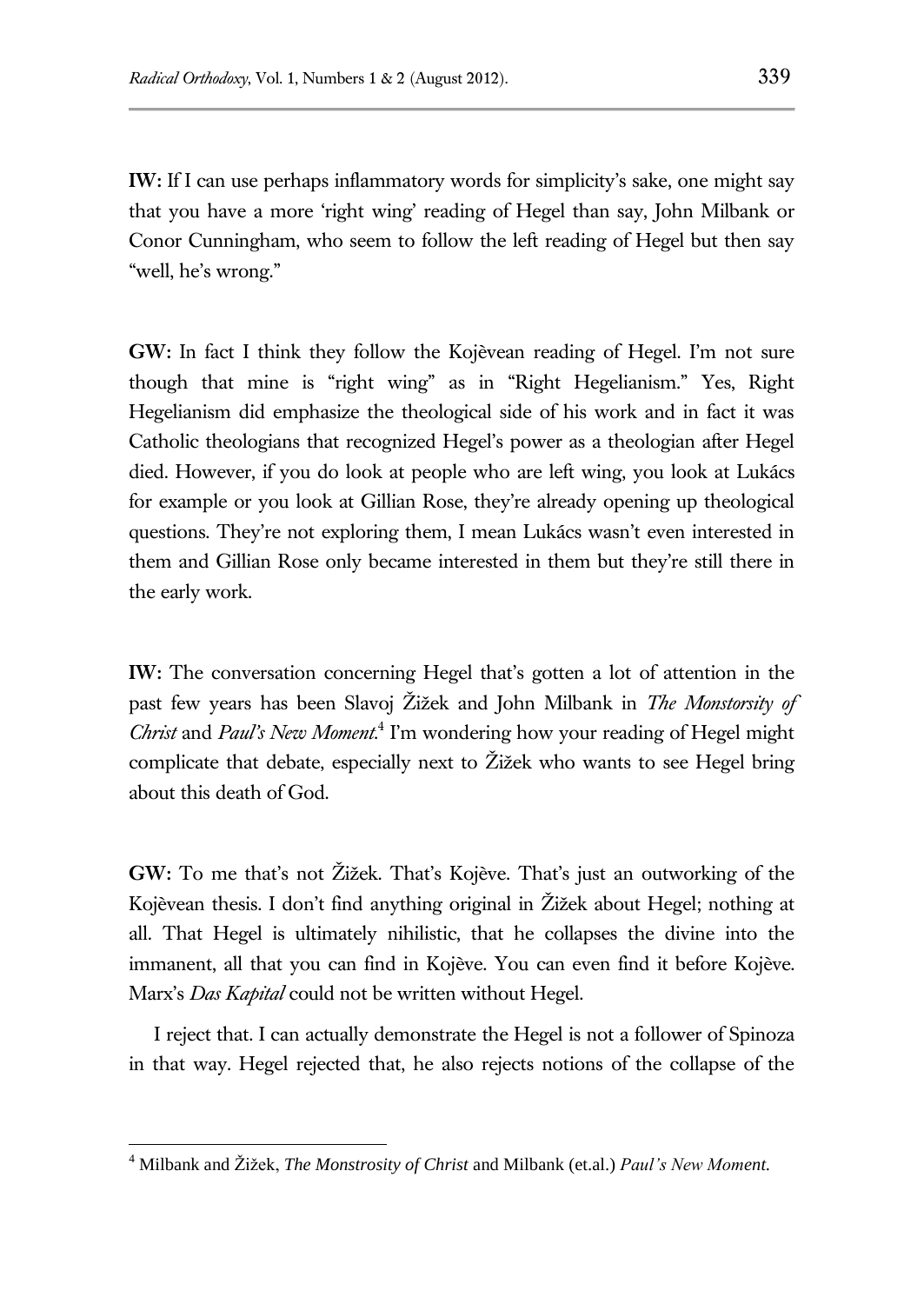**IW:** If I can use perhaps inflammatory words for simplicity's sake, one might say that you have a more 'right wing' reading of Hegel than say, John Milbank or Conor Cunningham, who seem to follow the left reading of Hegel but then say "well, he's wrong."

**GW:** In fact I think they follow the Kojèvean reading of Hegel. I'm not sure though that mine is "right wing" as in "Right Hegelianism." Yes, Right Hegelianism did emphasize the theological side of his work and in fact it was Catholic theologians that recognized Hegel's power as a theologian after Hegel died. However, if you do look at people who are left wing, you look at Lukács for example or you look at Gillian Rose, they're already opening up theological questions. They're not exploring them, I mean Lukács wasn't even interested in them and Gillian Rose only became interested in them but they're still there in the early work.

**IW:** The conversation concerning Hegel that's gotten a lot of attention in the past few years has been Slavoj Žižek and John Milbank in *The Monstorsity of Christ* and *Paul's New Moment*.[4] I'm wondering how your reading of Hegel might complicate that debate, especially next to Žižek who wants to see Hegel bring about this death of God.

**GW:** To me that's not Žižek. That's Kojève. That's just an outworking of the Kojèvean thesis. I don't find anything original in Žižek about Hegel; nothing at all. That Hegel is ultimately nihilistic, that he collapses the divine into the immanent, all that you can find in Kojève. You can even find it before Kojève. Marx's *Das Kapital* could not be written without Hegel.

I reject that. I can actually demonstrate the Hegel is not a follower of Spinoza in that way. Hegel rejected that, he also rejects notions of the collapse of the

---

[4] Milbank and Žižek, *The Monstrosity of Christ* and Milbank (et.al.) *Paul's New Moment*.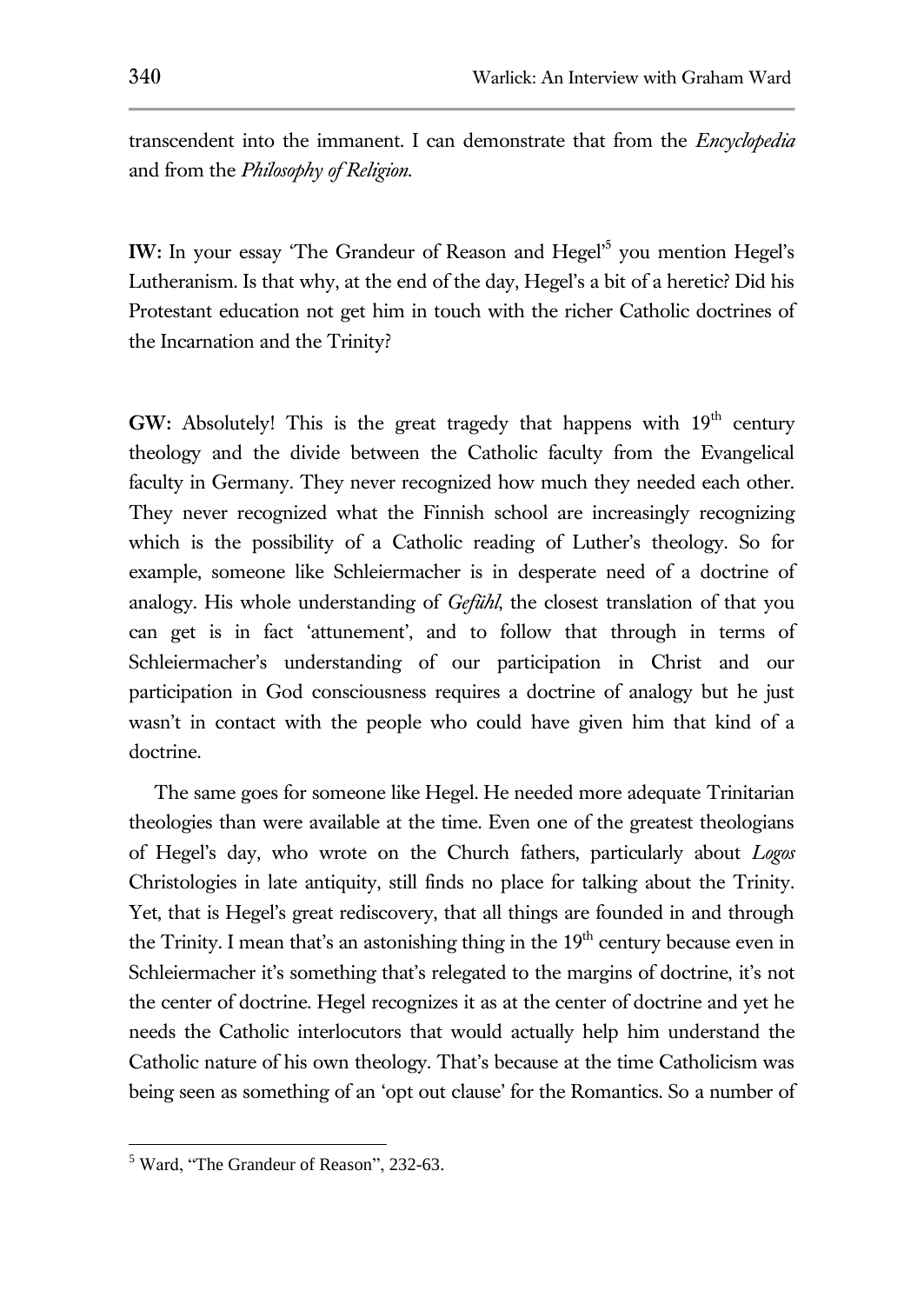transcendent into the immanent. I can demonstrate that from the *Encyclopedia* and from the *Philosophy of Religion*.

**IW:** In your essay 'The Grandeur of Reason and Hegel'[5] you mention Hegel's Lutheranism. Is that why, at the end of the day, Hegel's a bit of a heretic? Did his Protestant education not get him in touch with the richer Catholic doctrines of the Incarnation and the Trinity?

**GW:** Absolutely! This is the great tragedy that happens with 19th century theology and the divide between the Catholic faculty from the Evangelical faculty in Germany. They never recognized how much they needed each other. They never recognized what the Finnish school are increasingly recognizing which is the possibility of a Catholic reading of Luther's theology. So for example, someone like Schleiermacher is in desperate need of a doctrine of analogy. His whole understanding of *Gefühl*, the closest translation of that you can get is in fact 'attunement', and to follow that through in terms of Schleiermacher's understanding of our participation in Christ and our participation in God consciousness requires a doctrine of analogy but he just wasn't in contact with the people who could have given him that kind of a doctrine.

The same goes for someone like Hegel. He needed more adequate Trinitarian theologies than were available at the time. Even one of the greatest theologians of Hegel's day, who wrote on the Church fathers, particularly about *Logos* Christologies in late antiquity, still finds no place for talking about the Trinity. Yet, that is Hegel's great rediscovery, that all things are founded in and through the Trinity. I mean that's an astonishing thing in the 19th century because even in Schleiermacher it's something that's relegated to the margins of doctrine, it's not the center of doctrine. Hegel recognizes it as at the center of doctrine and yet he needs the Catholic interlocutors that would actually help him understand the Catholic nature of his own theology. That's because at the time Catholicism was being seen as something of an 'opt out clause' for the Romantics. So a number of

[5] Ward, "The Grandeur of Reason", 232-63.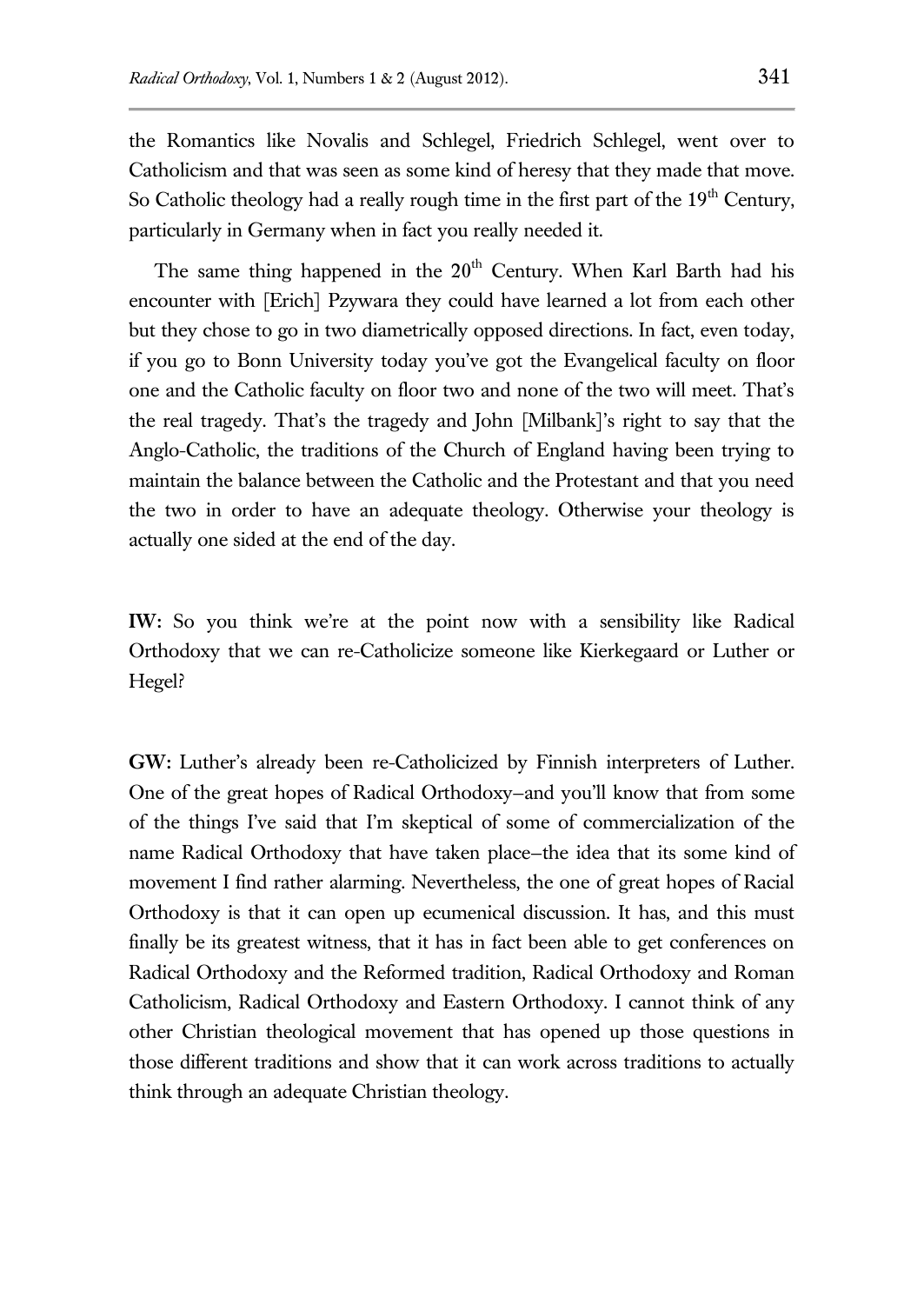the Romantics like Novalis and Schlegel, Friedrich Schlegel, went over to Catholicism and that was seen as some kind of heresy that they made that move. So Catholic theology had a really rough time in the first part of the $19^{th}$ Century, particularly in Germany when in fact you really needed it.

The same thing happened in the $20^{th}$ Century. When Karl Barth had his encounter with [Erich] Pzywara they could have learned a lot from each other but they chose to go in two diametrically opposed directions. In fact, even today, if you go to Bonn University today you've got the Evangelical faculty on floor one and the Catholic faculty on floor two and none of the two will meet. That's the real tragedy. That's the tragedy and John [Milbank]'s right to say that the Anglo-Catholic, the traditions of the Church of England having been trying to maintain the balance between the Catholic and the Protestant and that you need the two in order to have an adequate theology. Otherwise your theology is actually one sided at the end of the day.

**IW:** So you think we're at the point now with a sensibility like Radical Orthodoxy that we can re-Catholicize someone like Kierkegaard or Luther or Hegel?

**GW:** Luther's already been re-Catholicized by Finnish interpreters of Luther. One of the great hopes of Radical Orthodoxy–and you'll know that from some of the things I've said that I'm skeptical of some of commercialization of the name Radical Orthodoxy that have taken place–the idea that its some kind of movement I find rather alarming. Nevertheless, the one of great hopes of Racial Orthodoxy is that it can open up ecumenical discussion. It has, and this must finally be its greatest witness, that it has in fact been able to get conferences on Radical Orthodoxy and the Reformed tradition, Radical Orthodoxy and Roman Catholicism, Radical Orthodoxy and Eastern Orthodoxy. I cannot think of any other Christian theological movement that has opened up those questions in those different traditions and show that it can work across traditions to actually think through an adequate Christian theology.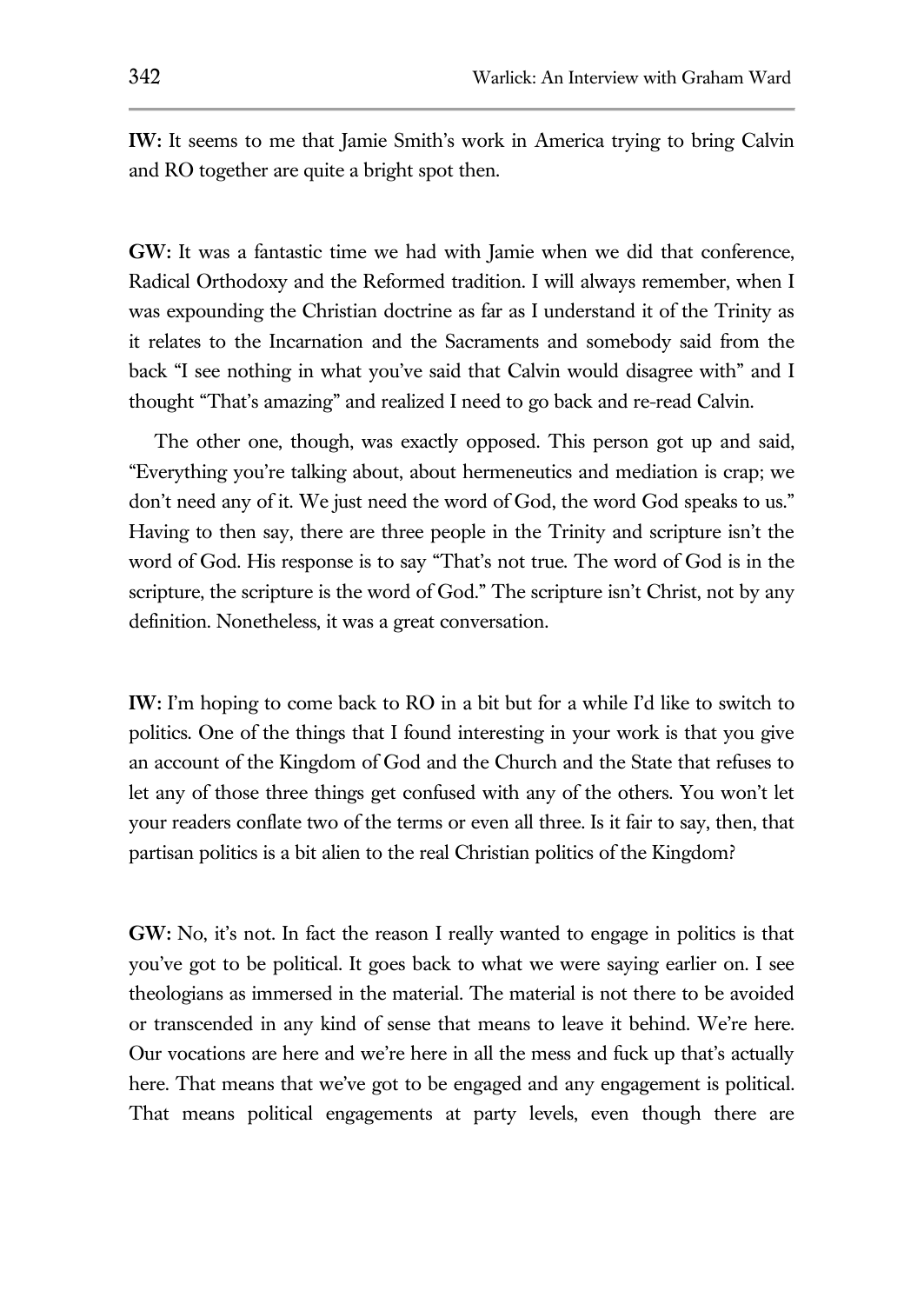**IW:** It seems to me that Jamie Smith's work in America trying to bring Calvin and RO together are quite a bright spot then.

**GW:** It was a fantastic time we had with Jamie when we did that conference, Radical Orthodoxy and the Reformed tradition. I will always remember, when I was expounding the Christian doctrine as far as I understand it of the Trinity as it relates to the Incarnation and the Sacraments and somebody said from the back "I see nothing in what you've said that Calvin would disagree with" and I thought "That's amazing" and realized I need to go back and re-read Calvin.

The other one, though, was exactly opposed. This person got up and said, "Everything you're talking about, about hermeneutics and mediation is crap; we don't need any of it. We just need the word of God, the word God speaks to us." Having to then say, there are three people in the Trinity and scripture isn't the word of God. His response is to say "That's not true. The word of God is in the scripture, the scripture is the word of God." The scripture isn't Christ, not by any definition. Nonetheless, it was a great conversation.

**IW:** I'm hoping to come back to RO in a bit but for a while I'd like to switch to politics. One of the things that I found interesting in your work is that you give an account of the Kingdom of God and the Church and the State that refuses to let any of those three things get confused with any of the others. You won't let your readers conflate two of the terms or even all three. Is it fair to say, then, that partisan politics is a bit alien to the real Christian politics of the Kingdom?

**GW:** No, it's not. In fact the reason I really wanted to engage in politics is that you've got to be political. It goes back to what we were saying earlier on. I see theologians as immersed in the material. The material is not there to be avoided or transcended in any kind of sense that means to leave it behind. We're here. Our vocations are here and we're here in all the mess and fuck up that's actually here. That means that we've got to be engaged and any engagement is political. That means political engagements at party levels, even though there are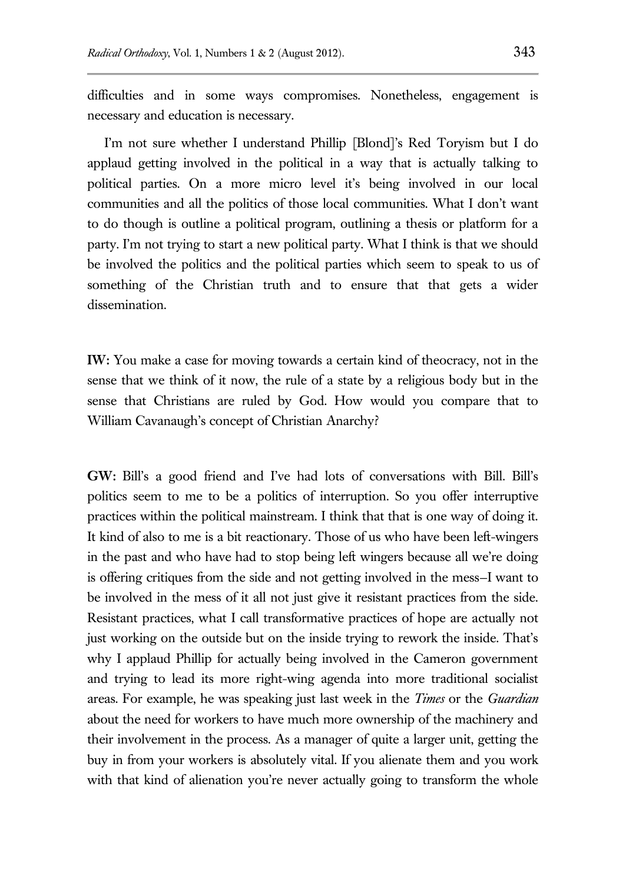difficulties and in some ways compromises. Nonetheless, engagement is necessary and education is necessary.

I'm not sure whether I understand Phillip [Blond]'s Red Toryism but I do applaud getting involved in the political in a way that is actually talking to political parties. On a more micro level it's being involved in our local communities and all the politics of those local communities. What I don't want to do though is outline a political program, outlining a thesis or platform for a party. I'm not trying to start a new political party. What I think is that we should be involved the politics and the political parties which seem to speak to us of something of the Christian truth and to ensure that that gets a wider dissemination.

**IW:** You make a case for moving towards a certain kind of theocracy, not in the sense that we think of it now, the rule of a state by a religious body but in the sense that Christians are ruled by God. How would you compare that to William Cavanaugh's concept of Christian Anarchy?

**GW:** Bill's a good friend and I've had lots of conversations with Bill. Bill's politics seem to me to be a politics of interruption. So you offer interruptive practices within the political mainstream. I think that that is one way of doing it. It kind of also to me is a bit reactionary. Those of us who have been left-wingers in the past and who have had to stop being left wingers because all we're doing is offering critiques from the side and not getting involved in the mess–I want to be involved in the mess of it all not just give it resistant practices from the side. Resistant practices, what I call transformative practices of hope are actually not just working on the outside but on the inside trying to rework the inside. That's why I applaud Phillip for actually being involved in the Cameron government and trying to lead its more right-wing agenda into more traditional socialist areas. For example, he was speaking just last week in the *Times* or the *Guardian* about the need for workers to have much more ownership of the machinery and their involvement in the process. As a manager of quite a larger unit, getting the buy in from your workers is absolutely vital. If you alienate them and you work with that kind of alienation you're never actually going to transform the whole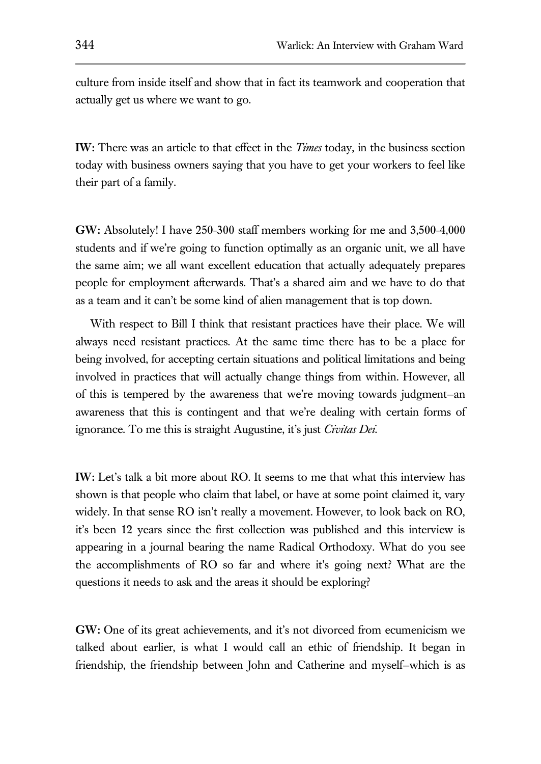culture from inside itself and show that in fact its teamwork and cooperation that actually get us where we want to go.

**IW:** There was an article to that effect in the *Times* today, in the business section today with business owners saying that you have to get your workers to feel like their part of a family.

**GW:** Absolutely! I have 250-300 staff members working for me and 3,500-4,000 students and if we're going to function optimally as an organic unit, we all have the same aim; we all want excellent education that actually adequately prepares people for employment afterwards. That's a shared aim and we have to do that as a team and it can't be some kind of alien management that is top down.

With respect to Bill I think that resistant practices have their place. We will always need resistant practices. At the same time there has to be a place for being involved, for accepting certain situations and political limitations and being involved in practices that will actually change things from within. However, all of this is tempered by the awareness that we're moving towards judgment—an awareness that this is contingent and that we're dealing with certain forms of ignorance. To me this is straight Augustine, it's just *Civitas Dei.*

**IW:** Let's talk a bit more about RO. It seems to me that what this interview has shown is that people who claim that label, or have at some point claimed it, vary widely. In that sense RO isn't really a movement. However, to look back on RO, it's been 12 years since the first collection was published and this interview is appearing in a journal bearing the name Radical Orthodoxy. What do you see the accomplishments of RO so far and where it's going next? What are the questions it needs to ask and the areas it should be exploring?

**GW:** One of its great achievements, and it's not divorced from ecumenicism we talked about earlier, is what I would call an ethic of friendship. It began in friendship, the friendship between John and Catherine and myself—which is as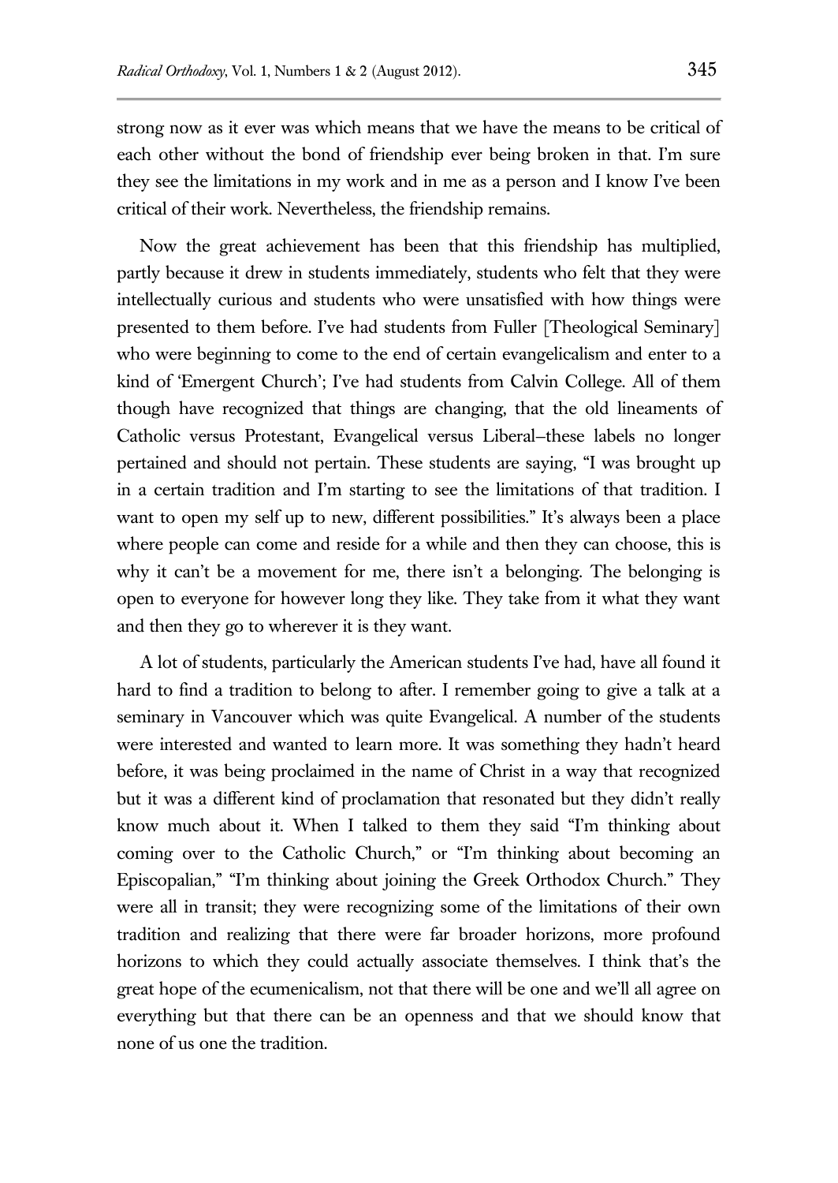strong now as it ever was which means that we have the means to be critical of each other without the bond of friendship ever being broken in that. I'm sure they see the limitations in my work and in me as a person and I know I've been critical of their work. Nevertheless, the friendship remains.

Now the great achievement has been that this friendship has multiplied, partly because it drew in students immediately, students who felt that they were intellectually curious and students who were unsatisfied with how things were presented to them before. I've had students from Fuller [Theological Seminary] who were beginning to come to the end of certain evangelicalism and enter to a kind of 'Emergent Church'; I've had students from Calvin College. All of them though have recognized that things are changing, that the old lineaments of Catholic versus Protestant, Evangelical versus Liberal–these labels no longer pertained and should not pertain. These students are saying, "I was brought up in a certain tradition and I'm starting to see the limitations of that tradition. I want to open my self up to new, different possibilities." It's always been a place where people can come and reside for a while and then they can choose, this is why it can't be a movement for me, there isn't a belonging. The belonging is open to everyone for however long they like. They take from it what they want and then they go to wherever it is they want.

A lot of students, particularly the American students I've had, have all found it hard to find a tradition to belong to after. I remember going to give a talk at a seminary in Vancouver which was quite Evangelical. A number of the students were interested and wanted to learn more. It was something they hadn't heard before, it was being proclaimed in the name of Christ in a way that recognized but it was a different kind of proclamation that resonated but they didn't really know much about it. When I talked to them they said "I'm thinking about coming over to the Catholic Church," or "I'm thinking about becoming an Episcopalian," "I'm thinking about joining the Greek Orthodox Church." They were all in transit; they were recognizing some of the limitations of their own tradition and realizing that there were far broader horizons, more profound horizons to which they could actually associate themselves. I think that's the great hope of the ecumenicalism, not that there will be one and we'll all agree on everything but that there can be an openness and that we should know that none of us one the tradition.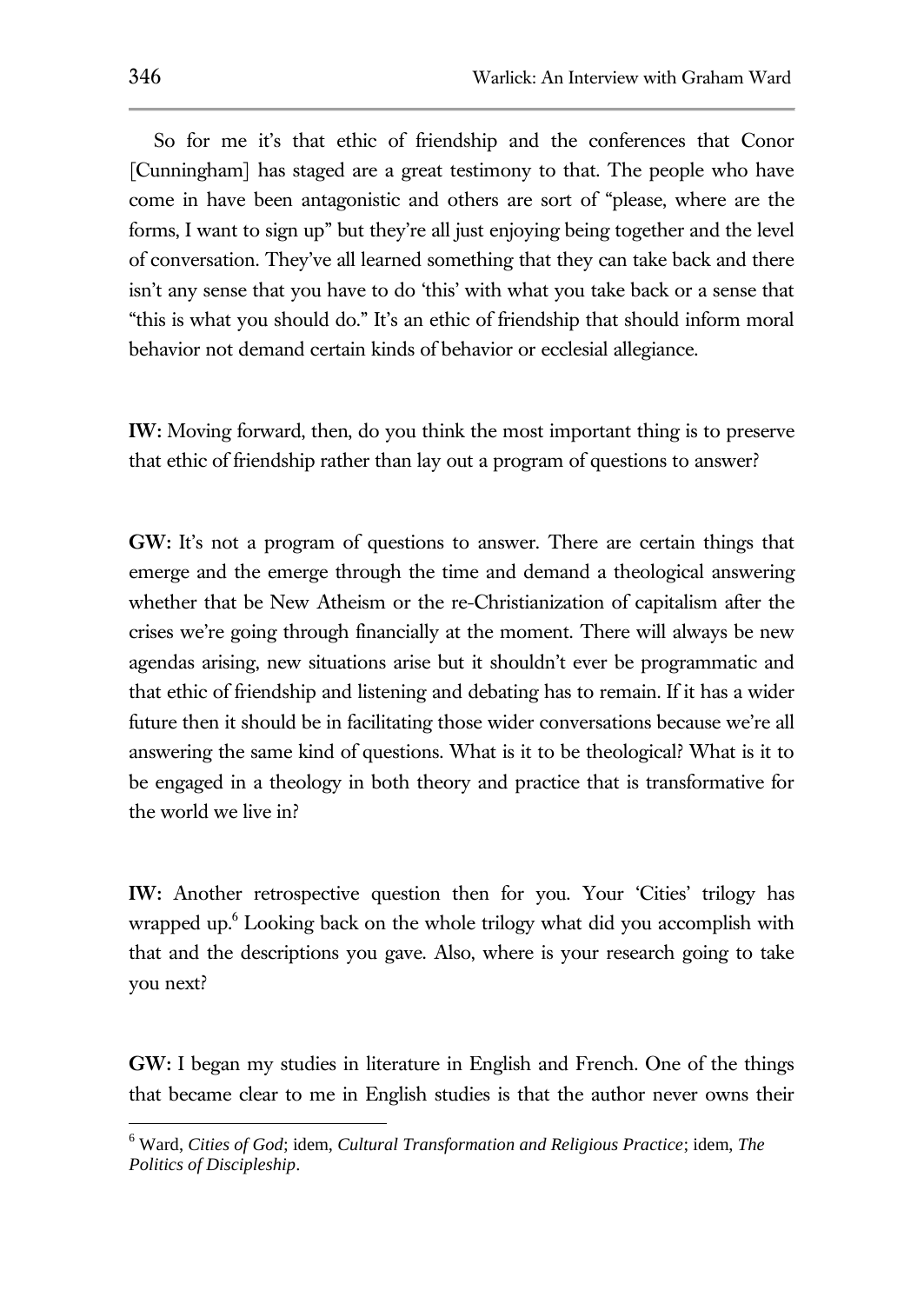So for me it's that ethic of friendship and the conferences that Conor [Cunningham] has staged are a great testimony to that. The people who have come in have been antagonistic and others are sort of "please, where are the forms, I want to sign up" but they're all just enjoying being together and the level of conversation. They've all learned something that they can take back and there isn't any sense that you have to do 'this' with what you take back or a sense that "this is what you should do." It's an ethic of friendship that should inform moral behavior not demand certain kinds of behavior or ecclesial allegiance.

**IW:** Moving forward, then, do you think the most important thing is to preserve that ethic of friendship rather than lay out a program of questions to answer?

**GW:** It's not a program of questions to answer. There are certain things that emerge and the emerge through the time and demand a theological answering whether that be New Atheism or the re-Christianization of capitalism after the crises we're going through financially at the moment. There will always be new agendas arising, new situations arise but it shouldn't ever be programmatic and that ethic of friendship and listening and debating has to remain. If it has a wider future then it should be in facilitating those wider conversations because we're all answering the same kind of questions. What is it to be theological? What is it to be engaged in a theology in both theory and practice that is transformative for the world we live in?

**IW:** Another retrospective question then for you. Your 'Cities' trilogy has wrapped up.[6] Looking back on the whole trilogy what did you accomplish with that and the descriptions you gave. Also, where is your research going to take you next?

**GW:** I began my studies in literature in English and French. One of the things that became clear to me in English studies is that the author never owns their

---

[6] Ward, *Cities of God*; idem, *Cultural Transformation and Religious Practice*; idem, *The Politics of Discipleship*.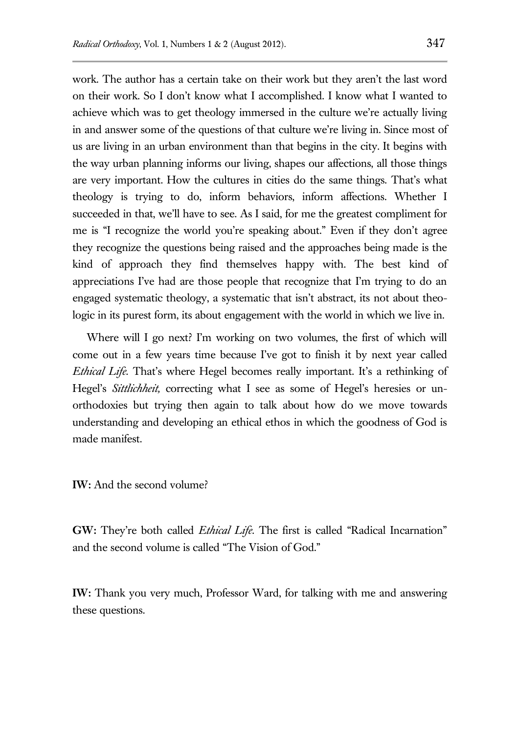work. The author has a certain take on their work but they aren't the last word on their work. So I don't know what I accomplished. I know what I wanted to achieve which was to get theology immersed in the culture we're actually living in and answer some of the questions of that culture we're living in. Since most of us are living in an urban environment than that begins in the city. It begins with the way urban planning informs our living, shapes our affections, all those things are very important. How the cultures in cities do the same things. That's what theology is trying to do, inform behaviors, inform affections. Whether I succeeded in that, we'll have to see. As I said, for me the greatest compliment for me is "I recognize the world you're speaking about." Even if they don't agree they recognize the questions being raised and the approaches being made is the kind of approach they find themselves happy with. The best kind of appreciations I've had are those people that recognize that I'm trying to do an engaged systematic theology, a systematic that isn't abstract, its not about theo-logic in its purest form, its about engagement with the world in which we live in.

Where will I go next? I'm working on two volumes, the first of which will come out in a few years time because I've got to finish it by next year called *Ethical Life.* That's where Hegel becomes really important. It's a rethinking of Hegel's *Sittlichheit,* correcting what I see as some of Hegel's heresies or un-orthodoxies but trying then again to talk about how do we move towards understanding and developing an ethical ethos in which the goodness of God is made manifest.

**IW:** And the second volume?

**GW:** They're both called *Ethical Life.* The first is called "Radical Incarnation" and the second volume is called "The Vision of God."

**IW:** Thank you very much, Professor Ward, for talking with me and answering these questions.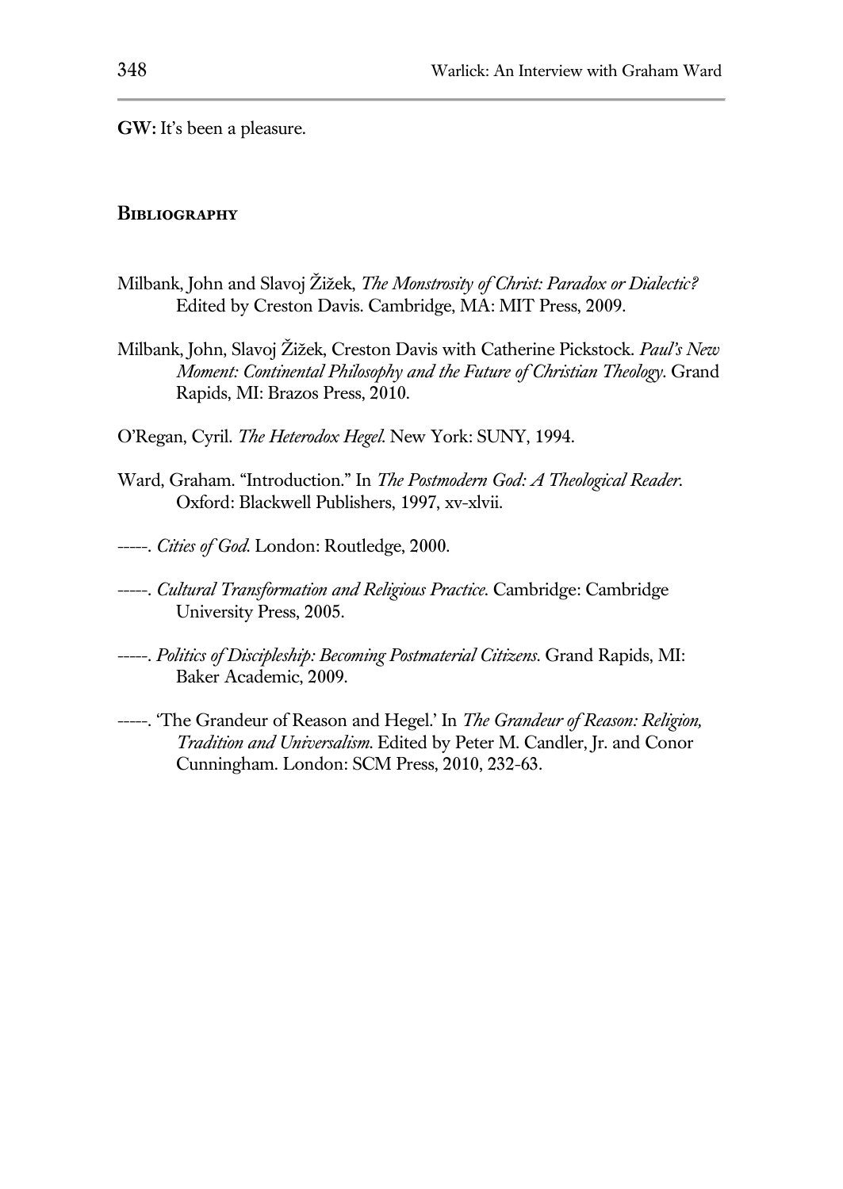**GW:** It's been a pleasure.

## Bibliography

Milbank, John and Slavoj Žižek, *The Monstrosity of Christ: Paradox or Dialectic?* Edited by Creston Davis. Cambridge, MA: MIT Press, 2009.

Milbank, John, Slavoj Žižek, Creston Davis with Catherine Pickstock. *Paul's New Moment: Continental Philosophy and the Future of Christian Theology*. Grand Rapids, MI: Brazos Press, 2010.

O'Regan, Cyril. *The Heterodox Hegel*. New York: SUNY, 1994.

Ward, Graham. "Introduction." In *The Postmodern God: A Theological Reader*. Oxford: Blackwell Publishers, 1997, xv-xlvii.

-----. *Cities of God*. London: Routledge, 2000.

-----. *Cultural Transformation and Religious Practice*. Cambridge: Cambridge University Press, 2005.

-----. *Politics of Discipleship: Becoming Postmaterial Citizens*. Grand Rapids, MI: Baker Academic, 2009.

-----. 'The Grandeur of Reason and Hegel.' In *The Grandeur of Reason: Religion, Tradition and Universalism*. Edited by Peter M. Candler, Jr. and Conor Cunningham. London: SCM Press, 2010, 232-63.